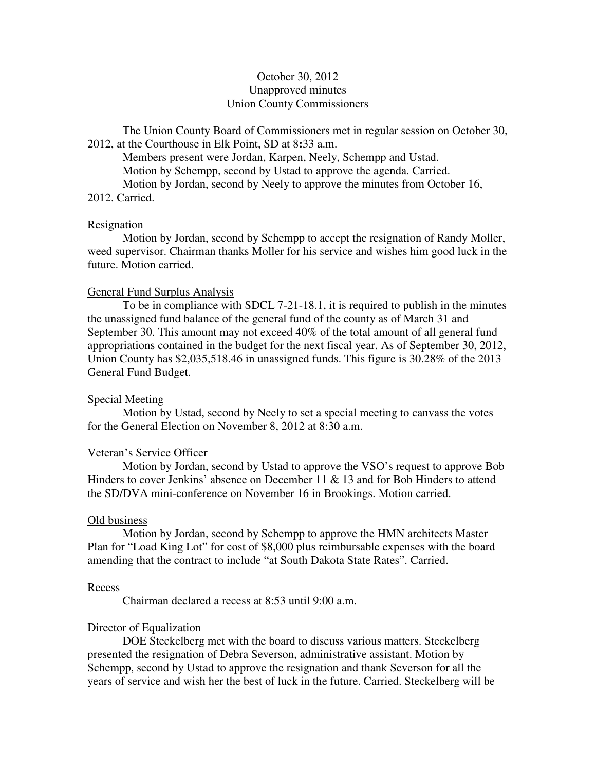October 30, 2012
Unapproved minutes
Union County Commissioners

The Union County Board of Commissioners met in regular session on October 30, 2012, at the Courthouse in Elk Point, SD at 8:33 a.m.

Members present were Jordan, Karpen, Neely, Schempp and Ustad.

Motion by Schempp, second by Ustad to approve the agenda. Carried.

Motion by Jordan, second by Neely to approve the minutes from October 16, 2012. Carried.

## Resignation

Motion by Jordan, second by Schempp to accept the resignation of Randy Moller, weed supervisor. Chairman thanks Moller for his service and wishes him good luck in the future. Motion carried.

## General Fund Surplus Analysis

To be in compliance with SDCL 7-21-18.1, it is required to publish in the minutes the unassigned fund balance of the general fund of the county as of March 31 and September 30. This amount may not exceed 40% of the total amount of all general fund appropriations contained in the budget for the next fiscal year. As of September 30, 2012, Union County has $2,035,518.46 in unassigned funds. This figure is 30.28% of the 2013 General Fund Budget.

## Special Meeting

Motion by Ustad, second by Neely to set a special meeting to canvass the votes for the General Election on November 8, 2012 at 8:30 a.m.

## Veteran's Service Officer

Motion by Jordan, second by Ustad to approve the VSO's request to approve Bob Hinders to cover Jenkins' absence on December 11 & 13 and for Bob Hinders to attend the SD/DVA mini-conference on November 16 in Brookings. Motion carried.

## Old business

Motion by Jordan, second by Schempp to approve the HMN architects Master Plan for "Load King Lot" for cost of $8,000 plus reimbursable expenses with the board amending that the contract to include "at South Dakota State Rates". Carried.

## Recess

Chairman declared a recess at 8:53 until 9:00 a.m.

## Director of Equalization

DOE Steckelberg met with the board to discuss various matters. Steckelberg presented the resignation of Debra Severson, administrative assistant. Motion by Schempp, second by Ustad to approve the resignation and thank Severson for all the years of service and wish her the best of luck in the future. Carried. Steckelberg will be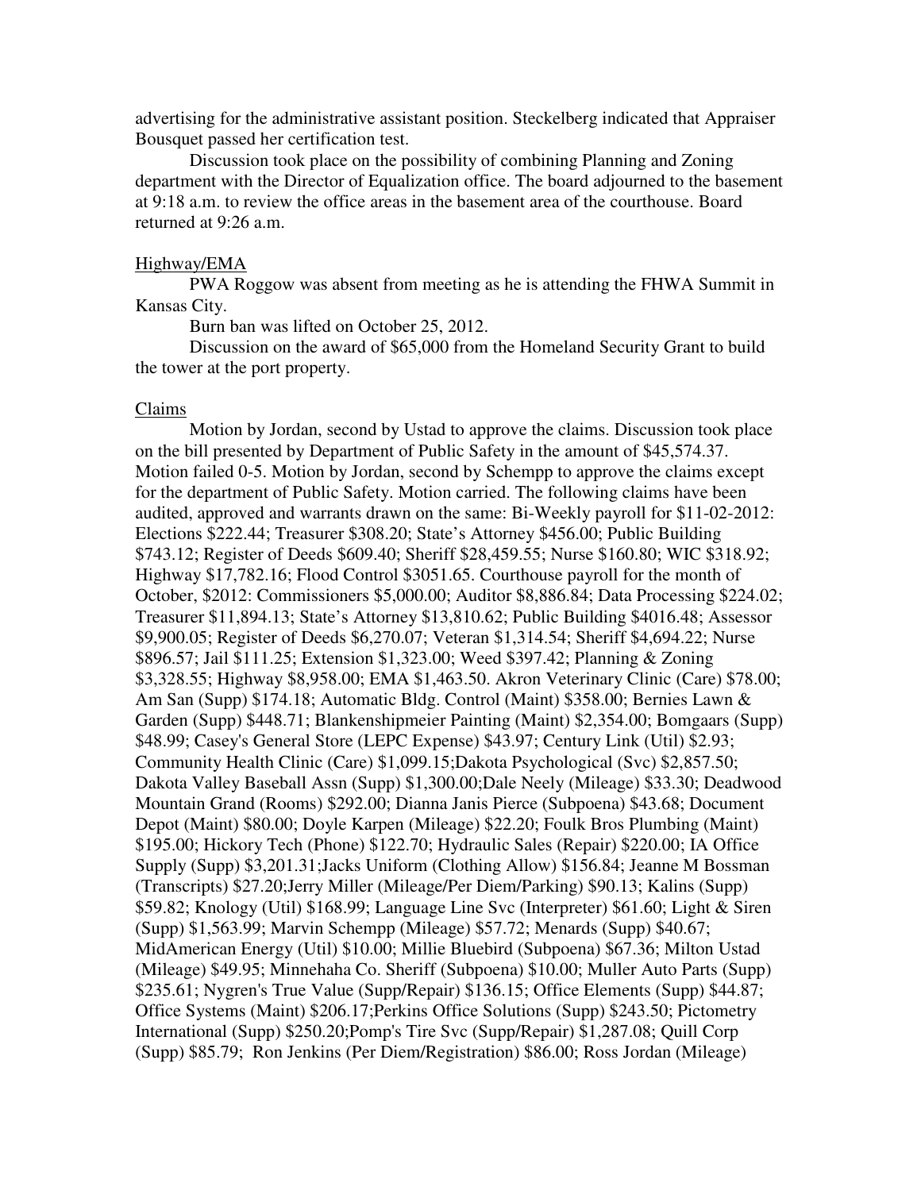advertising for the administrative assistant position. Steckelberg indicated that Appraiser Bousquet passed her certification test.

Discussion took place on the possibility of combining Planning and Zoning department with the Director of Equalization office. The board adjourned to the basement at 9:18 a.m. to review the office areas in the basement area of the courthouse. Board returned at 9:26 a.m.

Highway/EMA

PWA Roggow was absent from meeting as he is attending the FHWA Summit in Kansas City.

Burn ban was lifted on October 25, 2012.

Discussion on the award of $65,000 from the Homeland Security Grant to build the tower at the port property.

Claims

Motion by Jordan, second by Ustad to approve the claims. Discussion took place on the bill presented by Department of Public Safety in the amount of $45,574.37. Motion failed 0-5. Motion by Jordan, second by Schempp to approve the claims except for the department of Public Safety. Motion carried. The following claims have been audited, approved and warrants drawn on the same: Bi-Weekly payroll for $11-02-2012: Elections $222.44; Treasurer $308.20; State's Attorney $456.00; Public Building $743.12; Register of Deeds $609.40; Sheriff $28,459.55; Nurse $160.80; WIC $318.92; Highway $17,782.16; Flood Control $3051.65. Courthouse payroll for the month of October, $2012: Commissioners $5,000.00; Auditor $8,886.84; Data Processing $224.02; Treasurer $11,894.13; State's Attorney $13,810.62; Public Building $4016.48; Assessor $9,900.05; Register of Deeds $6,270.07; Veteran $1,314.54; Sheriff $4,694.22; Nurse $896.57; Jail $111.25; Extension $1,323.00; Weed $397.42; Planning & Zoning $3,328.55; Highway $8,958.00; EMA $1,463.50. Akron Veterinary Clinic (Care) $78.00; Am San (Supp) $174.18; Automatic Bldg. Control (Maint) $358.00; Bernies Lawn & Garden (Supp) $448.71; Blankenshipmeier Painting (Maint) $2,354.00; Bomgaars (Supp) $48.99; Casey's General Store (LEPC Expense) $43.97; Century Link (Util) $2.93; Community Health Clinic (Care) $1,099.15;Dakota Psychological (Svc) $2,857.50; Dakota Valley Baseball Assn (Supp) $1,300.00;Dale Neely (Mileage) $33.30; Deadwood Mountain Grand (Rooms) $292.00; Dianna Janis Pierce (Subpoena) $43.68; Document Depot (Maint) $80.00; Doyle Karpen (Mileage) $22.20; Foulk Bros Plumbing (Maint) $195.00; Hickory Tech (Phone) $122.70; Hydraulic Sales (Repair) $220.00; IA Office Supply (Supp) $3,201.31;Jacks Uniform (Clothing Allow) $156.84; Jeanne M Bossman (Transcripts) $27.20;Jerry Miller (Mileage/Per Diem/Parking) $90.13; Kalins (Supp) $59.82; Knology (Util) $168.99; Language Line Svc (Interpreter) $61.60; Light & Siren (Supp) $1,563.99; Marvin Schempp (Mileage) $57.72; Menards (Supp) $40.67; MidAmerican Energy (Util) $10.00; Millie Bluebird (Subpoena) $67.36; Milton Ustad (Mileage) $49.95; Minnehaha Co. Sheriff (Subpoena) $10.00; Muller Auto Parts (Supp) $235.61; Nygren's True Value (Supp/Repair) $136.15; Office Elements (Supp) $44.87; Office Systems (Maint) $206.17;Perkins Office Solutions (Supp) $243.50; Pictometry International (Supp) $250.20;Pomp's Tire Svc (Supp/Repair) $1,287.08; Quill Corp (Supp) $85.79; Ron Jenkins (Per Diem/Registration) $86.00; Ross Jordan (Mileage)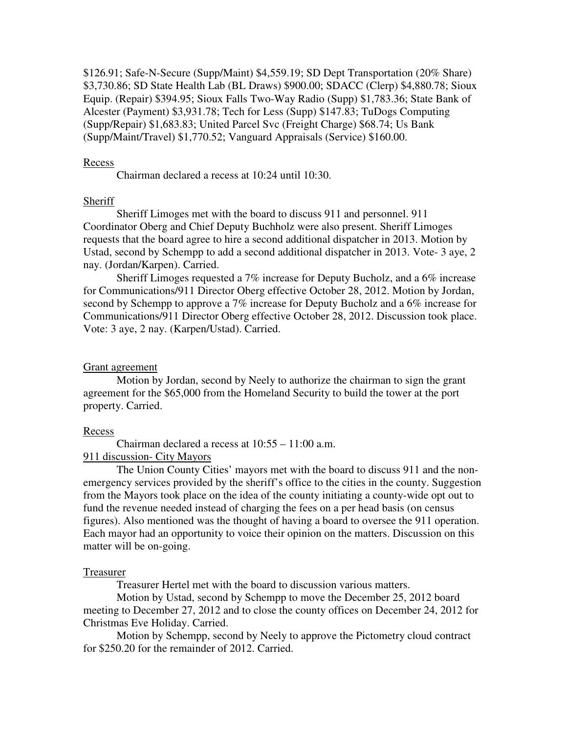$126.91; Safe-N-Secure (Supp/Maint) $4,559.19; SD Dept Transportation (20% Share) $3,730.86; SD State Health Lab (BL Draws) $900.00; SDACC (Clerp) $4,880.78; Sioux Equip. (Repair) $394.95; Sioux Falls Two-Way Radio (Supp) $1,783.36; State Bank of Alcester (Payment) $3,931.78; Tech for Less (Supp) $147.83; TuDogs Computing (Supp/Repair) $1,683.83; United Parcel Svc (Freight Charge) $68.74; Us Bank (Supp/Maint/Travel) $1,770.52; Vanguard Appraisals (Service) $160.00.

Recess

Chairman declared a recess at 10:24 until 10:30.

Sheriff

Sheriff Limoges met with the board to discuss 911 and personnel. 911 Coordinator Oberg and Chief Deputy Buchholz were also present. Sheriff Limoges requests that the board agree to hire a second additional dispatcher in 2013. Motion by Ustad, second by Schempp to add a second additional dispatcher in 2013. Vote- 3 aye, 2 nay. (Jordan/Karpen). Carried.

Sheriff Limoges requested a 7% increase for Deputy Bucholz, and a 6% increase for Communications/911 Director Oberg effective October 28, 2012. Motion by Jordan, second by Schempp to approve a 7% increase for Deputy Bucholz and a 6% increase for Communications/911 Director Oberg effective October 28, 2012. Discussion took place. Vote: 3 aye, 2 nay. (Karpen/Ustad). Carried.

Grant agreement

Motion by Jordan, second by Neely to authorize the chairman to sign the grant agreement for the $65,000 from the Homeland Security to build the tower at the port property. Carried.

Recess

Chairman declared a recess at 10:55 – 11:00 a.m.

911 discussion- City Mayors

The Union County Cities' mayors met with the board to discuss 911 and the non-emergency services provided by the sheriff's office to the cities in the county. Suggestion from the Mayors took place on the idea of the county initiating a county-wide opt out to fund the revenue needed instead of charging the fees on a per head basis (on census figures). Also mentioned was the thought of having a board to oversee the 911 operation. Each mayor had an opportunity to voice their opinion on the matters. Discussion on this matter will be on-going.

Treasurer

Treasurer Hertel met with the board to discussion various matters.

Motion by Ustad, second by Schempp to move the December 25, 2012 board meeting to December 27, 2012 and to close the county offices on December 24, 2012 for Christmas Eve Holiday. Carried.

Motion by Schempp, second by Neely to approve the Pictometry cloud contract for $250.20 for the remainder of 2012. Carried.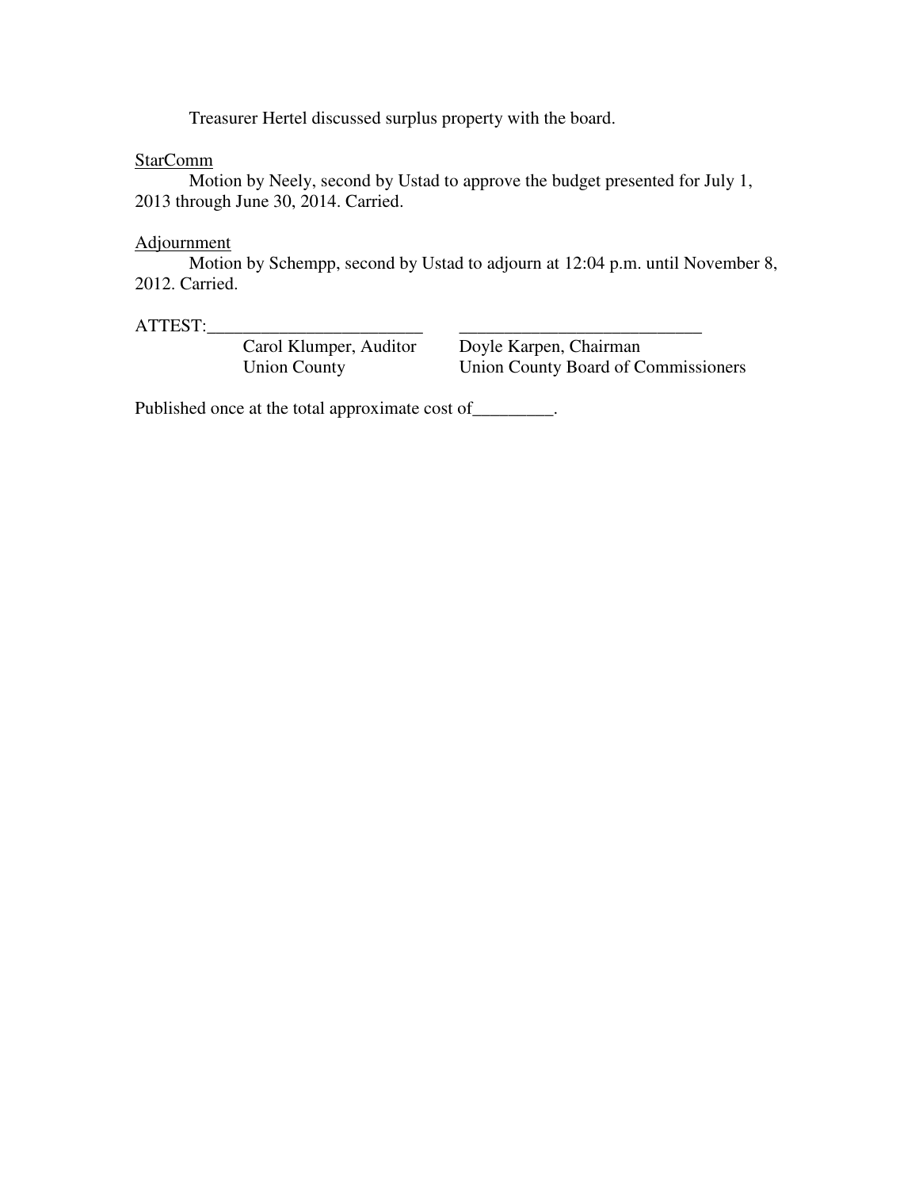Treasurer Hertel discussed surplus property with the board.

StarComm

Motion by Neely, second by Ustad to approve the budget presented for July 1, 2013 through June 30, 2014. Carried.

Adjournment

Motion by Schempp, second by Ustad to adjourn at 12:04 p.m. until November 8, 2012. Carried.

ATTEST:________________________ ___________________________

Carol Klumper, Auditor Doyle Karpen, Chairman

Union County Union County Board of Commissioners

Published once at the total approximate cost of_________.